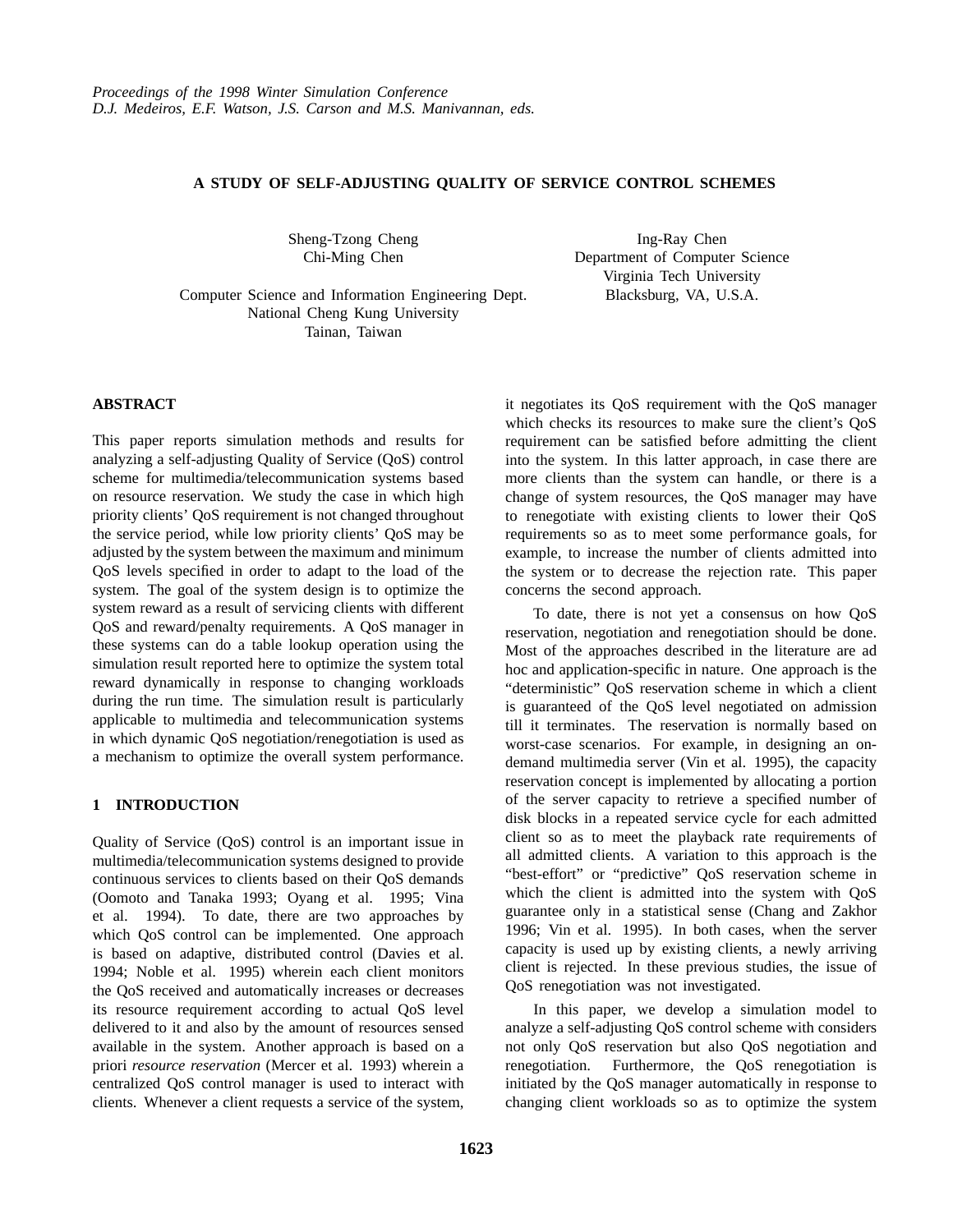Proceedings of the 1998 Winter Simulation Conference
D.J. Medeiros, E.F. Watson, J.S. Carson and M.S. Manivannan, eds.

# A STUDY OF SELF-ADJUSTING QUALITY OF SERVICE CONTROL SCHEMES

Sheng-Tzong Cheng
Chi-Ming Chen

Computer Science and Information Engineering Dept.
National Cheng Kung University
Tainan, Taiwan

Ing-Ray Chen
Department of Computer Science
Virginia Tech University
Blacksburg, VA, U.S.A.

## ABSTRACT

This paper reports simulation methods and results for analyzing a self-adjusting Quality of Service (QoS) control scheme for multimedia/telecommunication systems based on resource reservation. We study the case in which high priority clients' QoS requirement is not changed throughout the service period, while low priority clients' QoS may be adjusted by the system between the maximum and minimum QoS levels specified in order to adapt to the load of the system. The goal of the system design is to optimize the system reward as a result of servicing clients with different QoS and reward/penalty requirements. A QoS manager in these systems can do a table lookup operation using the simulation result reported here to optimize the system total reward dynamically in response to changing workloads during the run time. The simulation result is particularly applicable to multimedia and telecommunication systems in which dynamic QoS negotiation/renegotiation is used as a mechanism to optimize the overall system performance.

## 1 INTRODUCTION

Quality of Service (QoS) control is an important issue in multimedia/telecommunication systems designed to provide continuous services to clients based on their QoS demands (Oomoto and Tanaka 1993; Oyang et al. 1995; Vina et al. 1994). To date, there are two approaches by which QoS control can be implemented. One approach is based on adaptive, distributed control (Davies et al. 1994; Noble et al. 1995) wherein each client monitors the QoS received and automatically increases or decreases its resource requirement according to actual QoS level delivered to it and also by the amount of resources sensed available in the system. Another approach is based on a priori *resource reservation* (Mercer et al. 1993) wherein a centralized QoS control manager is used to interact with clients. Whenever a client requests a service of the system, it negotiates its QoS requirement with the QoS manager which checks its resources to make sure the client's QoS requirement can be satisfied before admitting the client into the system. In this latter approach, in case there are more clients than the system can handle, or there is a change of system resources, the QoS manager may have to renegotiate with existing clients to lower their QoS requirements so as to meet some performance goals, for example, to increase the number of clients admitted into the system or to decrease the rejection rate. This paper concerns the second approach.

To date, there is not yet a consensus on how QoS reservation, negotiation and renegotiation should be done. Most of the approaches described in the literature are ad hoc and application-specific in nature. One approach is the "deterministic" QoS reservation scheme in which a client is guaranteed of the QoS level negotiated on admission till it terminates. The reservation is normally based on worst-case scenarios. For example, in designing an on-demand multimedia server (Vin et al. 1995), the capacity reservation concept is implemented by allocating a portion of the server capacity to retrieve a specified number of disk blocks in a repeated service cycle for each admitted client so as to meet the playback rate requirements of all admitted clients. A variation to this approach is the "best-effort" or "predictive" QoS reservation scheme in which the client is admitted into the system with QoS guarantee only in a statistical sense (Chang and Zakhor 1996; Vin et al. 1995). In both cases, when the server capacity is used up by existing clients, a newly arriving client is rejected. In these previous studies, the issue of QoS renegotiation was not investigated.

In this paper, we develop a simulation model to analyze a self-adjusting QoS control scheme with considers not only QoS reservation but also QoS negotiation and renegotiation. Furthermore, the QoS renegotiation is initiated by the QoS manager automatically in response to changing client workloads so as to optimize the system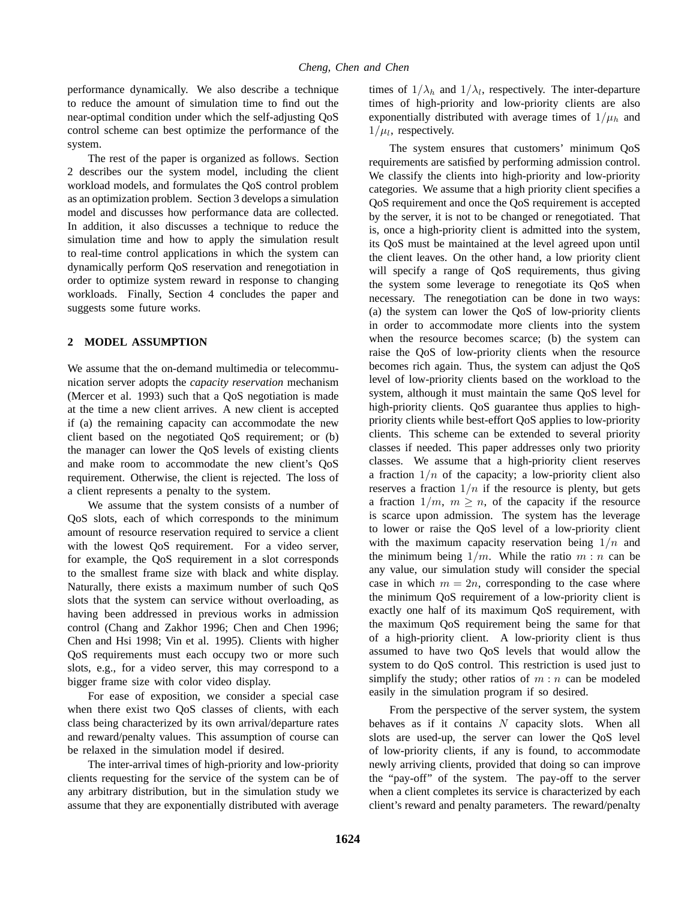performance dynamically. We also describe a technique to reduce the amount of simulation time to find out the near-optimal condition under which the self-adjusting QoS control scheme can best optimize the performance of the system.

The rest of the paper is organized as follows. Section 2 describes our the system model, including the client workload models, and formulates the QoS control problem as an optimization problem. Section 3 develops a simulation model and discusses how performance data are collected. In addition, it also discusses a technique to reduce the simulation time and how to apply the simulation result to real-time control applications in which the system can dynamically perform QoS reservation and renegotiation in order to optimize system reward in response to changing workloads. Finally, Section 4 concludes the paper and suggests some future works.

## 2 MODEL ASSUMPTION

We assume that the on-demand multimedia or telecommunication server adopts the *capacity reservation* mechanism (Mercer et al. 1993) such that a QoS negotiation is made at the time a new client arrives. A new client is accepted if (a) the remaining capacity can accommodate the new client based on the negotiated QoS requirement; or (b) the manager can lower the QoS levels of existing clients and make room to accommodate the new client's QoS requirement. Otherwise, the client is rejected. The loss of a client represents a penalty to the system.

We assume that the system consists of a number of QoS slots, each of which corresponds to the minimum amount of resource reservation required to service a client with the lowest QoS requirement. For a video server, for example, the QoS requirement in a slot corresponds to the smallest frame size with black and white display. Naturally, there exists a maximum number of such QoS slots that the system can service without overloading, as having been addressed in previous works in admission control (Chang and Zakhor 1996; Chen and Chen 1996; Chen and Hsi 1998; Vin et al. 1995). Clients with higher QoS requirements must each occupy two or more such slots, e.g., for a video server, this may correspond to a bigger frame size with color video display.

For ease of exposition, we consider a special case when there exist two QoS classes of clients, with each class being characterized by its own arrival/departure rates and reward/penalty values. This assumption of course can be relaxed in the simulation model if desired.

The inter-arrival times of high-priority and low-priority clients requesting for the service of the system can be of any arbitrary distribution, but in the simulation study we assume that they are exponentially distributed with average times of $1/\lambda_h$ and $1/\lambda_l$, respectively. The inter-departure times of high-priority and low-priority clients are also exponentially distributed with average times of $1/\mu_h$ and $1/\mu_l$, respectively.

The system ensures that customers' minimum QoS requirements are satisfied by performing admission control. We classify the clients into high-priority and low-priority categories. We assume that a high priority client specifies a QoS requirement and once the QoS requirement is accepted by the server, it is not to be changed or renegotiated. That is, once a high-priority client is admitted into the system, its QoS must be maintained at the level agreed upon until the client leaves. On the other hand, a low priority client will specify a range of QoS requirements, thus giving the system some leverage to renegotiate its QoS when necessary. The renegotiation can be done in two ways: (a) the system can lower the QoS of low-priority clients in order to accommodate more clients into the system when the resource becomes scarce; (b) the system can raise the QoS of low-priority clients when the resource becomes rich again. Thus, the system can adjust the QoS level of low-priority clients based on the workload to the system, although it must maintain the same QoS level for high-priority clients. QoS guarantee thus applies to high-priority clients while best-effort QoS applies to low-priority clients. This scheme can be extended to several priority classes if needed. This paper addresses only two priority classes. We assume that a high-priority client reserves a fraction $1/n$ of the capacity; a low-priority client also reserves a fraction $1/n$ if the resource is plenty, but gets a fraction $1/m,\ m \geq n$, of the capacity if the resource is scarce upon admission. The system has the leverage to lower or raise the QoS level of a low-priority client with the maximum capacity reservation being $1/n$ and the minimum being $1/m$. While the ratio $m : n$ can be any value, our simulation study will consider the special case in which $m = 2n$, corresponding to the case where the minimum QoS requirement of a low-priority client is exactly one half of its maximum QoS requirement, with the maximum QoS requirement being the same for that of a high-priority client. A low-priority client is thus assumed to have two QoS levels that would allow the system to do QoS control. This restriction is used just to simplify the study; other ratios of $m : n$ can be modeled easily in the simulation program if so desired.

From the perspective of the server system, the system behaves as if it contains $N$ capacity slots. When all slots are used-up, the server can lower the QoS level of low-priority clients, if any is found, to accommodate newly arriving clients, provided that doing so can improve the "pay-off" of the system. The pay-off to the server when a client completes its service is characterized by each client's reward and penalty parameters. The reward/penalty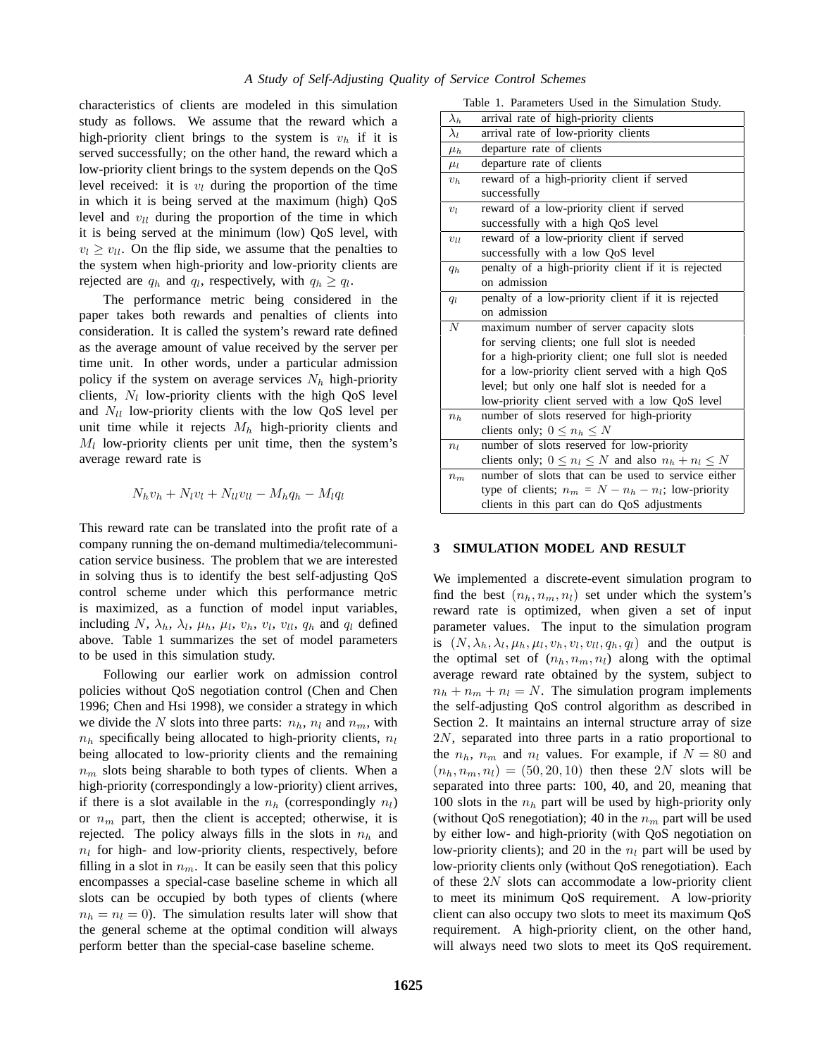characteristics of clients are modeled in this simulation study as follows. We assume that the reward which a high-priority client brings to the system is $v_h$ if it is served successfully; on the other hand, the reward which a low-priority client brings to the system depends on the QoS level received: it is $v_l$ during the proportion of the time in which it is being served at the maximum (high) QoS level and $v_{ll}$ during the proportion of the time in which it is being served at the minimum (low) QoS level, with $v_l \geq v_{ll}$. On the flip side, we assume that the penalties to the system when high-priority and low-priority clients are rejected are $q_h$ and $q_l$, respectively, with $q_h \geq q_l$.

The performance metric being considered in the paper takes both rewards and penalties of clients into consideration. It is called the system's reward rate defined as the average amount of value received by the server per time unit. In other words, under a particular admission policy if the system on average services $N_h$ high-priority clients, $N_l$ low-priority clients with the high QoS level and $N_{ll}$ low-priority clients with the low QoS level per unit time while it rejects $M_h$ high-priority clients and $M_l$ low-priority clients per unit time, then the system's average reward rate is

$$N_h v_h + N_l v_l + N_{ll} v_{ll} - M_h q_h - M_l q_l$$

This reward rate can be translated into the profit rate of a company running the on-demand multimedia/telecommunication service business. The problem that we are interested in solving thus is to identify the best self-adjusting QoS control scheme under which this performance metric is maximized, as a function of model input variables, including $N$, $\lambda_h$, $\lambda_l$, $\mu_h$, $\mu_l$, $v_h$, $v_l$, $v_{ll}$, $q_h$ and $q_l$ defined above. Table 1 summarizes the set of model parameters to be used in this simulation study.

Following our earlier work on admission control policies without QoS negotiation control (Chen and Chen 1996; Chen and Hsi 1998), we consider a strategy in which we divide the $N$ slots into three parts: $n_h$, $n_l$ and $n_m$, with $n_h$ specifically being allocated to high-priority clients, $n_l$ being allocated to low-priority clients and the remaining $n_m$ slots being sharable to both types of clients. When a high-priority (correspondingly a low-priority) client arrives, if there is a slot available in the $n_h$ (correspondingly $n_l$) or $n_m$ part, then the client is accepted; otherwise, it is rejected. The policy always fills in the slots in $n_h$ and $n_l$ for high- and low-priority clients, respectively, before filling in a slot in $n_m$. It can be easily seen that this policy encompasses a special-case baseline scheme in which all slots can be occupied by both types of clients (where $n_h = n_l = 0$). The simulation results later will show that the general scheme at the optimal condition will always perform better than the special-case baseline scheme.

Table 1. Parameters Used in the Simulation Study.

| | |
|---|---|
| $\lambda_h$ | arrival rate of high-priority clients |
| $\lambda_l$ | arrival rate of low-priority clients |
| $\mu_h$ | departure rate of clients |
| $\mu_l$ | departure rate of clients |
| $v_h$ | reward of a high-priority client if served successfully |
| $v_l$ | reward of a low-priority client if served successfully with a high QoS level |
| $v_{ll}$ | reward of a low-priority client if served successfully with a low QoS level |
| $q_h$ | penalty of a high-priority client if it is rejected on admission |
| $q_l$ | penalty of a low-priority client if it is rejected on admission |
| $N$ | maximum number of server capacity slots for serving clients; one full slot is needed for a high-priority client; one full slot is needed for a low-priority client served with a high QoS level; but only one half slot is needed for a low-priority client served with a low QoS level |
| $n_h$ | number of slots reserved for high-priority clients only; $0 \leq n_h \leq N$ |
| $n_l$ | number of slots reserved for low-priority clients only; $0 \leq n_l \leq N$ and also $n_h + n_l \leq N$ |
| $n_m$ | number of slots that can be used to service either type of clients; $n_m = N - n_h - n_l$; low-priority clients in this part can do QoS adjustments |

## 3 SIMULATION MODEL AND RESULT

We implemented a discrete-event simulation program to find the best $(n_h, n_m, n_l)$ set under which the system's reward rate is optimized, when given a set of input parameter values. The input to the simulation program is $(N, \lambda_h, \lambda_l, \mu_h, \mu_l, v_h, v_l, v_{ll}, q_h, q_l)$ and the output is the optimal set of $(n_h, n_m, n_l)$ along with the optimal average reward rate obtained by the system, subject to $n_h + n_m + n_l = N$. The simulation program implements the self-adjusting QoS control algorithm as described in Section 2. It maintains an internal structure array of size $2N$, separated into three parts in a ratio proportional to the $n_h$, $n_m$ and $n_l$ values. For example, if $N = 80$ and $(n_h, n_m, n_l) = (50, 20, 10)$ then these $2N$ slots will be separated into three parts: 100, 40, and 20, meaning that 100 slots in the $n_h$ part will be used by high-priority only (without QoS renegotiation); 40 in the $n_m$ part will be used by either low- and high-priority (with QoS negotiation on low-priority clients); and 20 in the $n_l$ part will be used by low-priority clients only (without QoS renegotiation). Each of these $2N$ slots can accommodate a low-priority client to meet its minimum QoS requirement. A low-priority client can also occupy two slots to meet its maximum QoS requirement. A high-priority client, on the other hand, will always need two slots to meet its QoS requirement.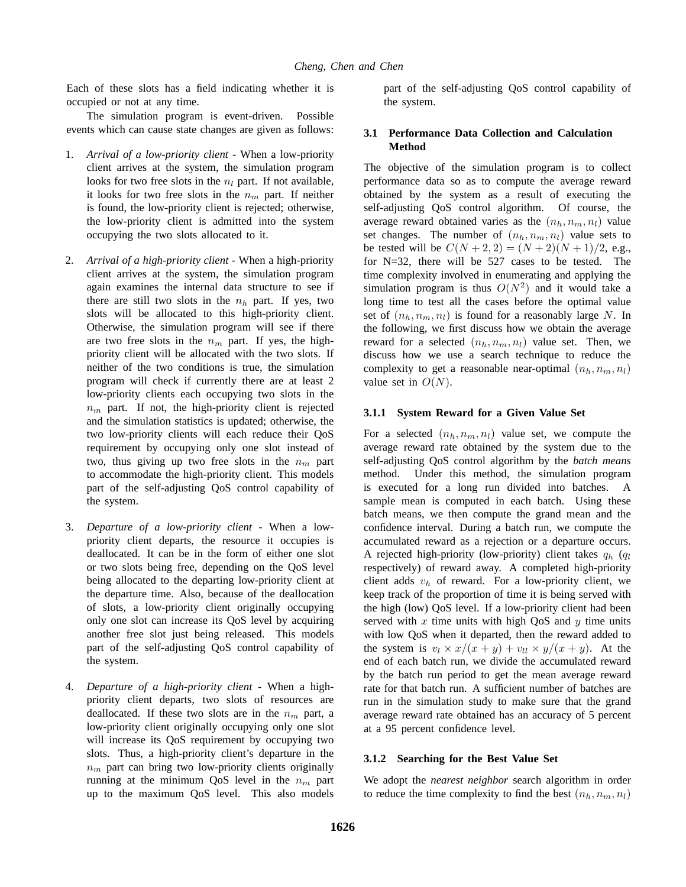Each of these slots has a field indicating whether it is occupied or not at any time.

The simulation program is event-driven. Possible events which can cause state changes are given as follows:

1. *Arrival of a low-priority client* - When a low-priority client arrives at the system, the simulation program looks for two free slots in the $n_l$ part. If not available, it looks for two free slots in the $n_m$ part. If neither is found, the low-priority client is rejected; otherwise, the low-priority client is admitted into the system occupying the two slots allocated to it.

2. *Arrival of a high-priority client* - When a high-priority client arrives at the system, the simulation program again examines the internal data structure to see if there are still two slots in the $n_h$ part. If yes, two slots will be allocated to this high-priority client. Otherwise, the simulation program will see if there are two free slots in the $n_m$ part. If yes, the high-priority client will be allocated with the two slots. If neither of the two conditions is true, the simulation program will check if currently there are at least 2 low-priority clients each occupying two slots in the $n_m$ part. If not, the high-priority client is rejected and the simulation statistics is updated; otherwise, the two low-priority clients will each reduce their QoS requirement by occupying only one slot instead of two, thus giving up two free slots in the $n_m$ part to accommodate the high-priority client. This models part of the self-adjusting QoS control capability of the system.

3. *Departure of a low-priority client* - When a low-priority client departs, the resource it occupies is deallocated. It can be in the form of either one slot or two slots being free, depending on the QoS level being allocated to the departing low-priority client at the departure time. Also, because of the deallocation of slots, a low-priority client originally occupying only one slot can increase its QoS level by acquiring another free slot just being released. This models part of the self-adjusting QoS control capability of the system.

4. *Departure of a high-priority client* - When a high-priority client departs, two slots of resources are deallocated. If these two slots are in the $n_m$ part, a low-priority client originally occupying only one slot will increase its QoS requirement by occupying two slots. Thus, a high-priority client's departure in the $n_m$ part can bring two low-priority clients originally running at the minimum QoS level in the $n_m$ part up to the maximum QoS level. This also models part of the self-adjusting QoS control capability of the system.

### 3.1 Performance Data Collection and Calculation Method

The objective of the simulation program is to collect performance data so as to compute the average reward obtained by the system as a result of executing the self-adjusting QoS control algorithm. Of course, the average reward obtained varies as the $(n_h, n_m, n_l)$ value set changes. The number of $(n_h, n_m, n_l)$ value sets to be tested will be $C(N+2, 2) = (N+2)(N+1)/2$, e.g., for N=32, there will be 527 cases to be tested. The time complexity involved in enumerating and applying the simulation program is thus $O(N^2)$ and it would take a long time to test all the cases before the optimal value set of $(n_h, n_m, n_l)$ is found for a reasonably large $N$. In the following, we first discuss how we obtain the average reward for a selected $(n_h, n_m, n_l)$ value set. Then, we discuss how we use a search technique to reduce the complexity to get a reasonable near-optimal $(n_h, n_m, n_l)$ value set in $O(N)$.

#### 3.1.1 System Reward for a Given Value Set

For a selected $(n_h, n_m, n_l)$ value set, we compute the average reward rate obtained by the system due to the self-adjusting QoS control algorithm by the *batch means* method. Under this method, the simulation program is executed for a long run divided into batches. A sample mean is computed in each batch. Using these batch means, we then compute the grand mean and the confidence interval. During a batch run, we compute the accumulated reward as a rejection or a departure occurs. A rejected high-priority (low-priority) client takes $q_h$ ($q_l$ respectively) of reward away. A completed high-priority client adds $v_h$ of reward. For a low-priority client, we keep track of the proportion of time it is being served with the high (low) QoS level. If a low-priority client had been served with $x$ time units with high QoS and $y$ time units with low QoS when it departed, then the reward added to the system is $v_l \times x/(x+y) + v_{ll} \times y/(x+y)$. At the end of each batch run, we divide the accumulated reward by the batch run period to get the mean average reward rate for that batch run. A sufficient number of batches are run in the simulation study to make sure that the grand average reward rate obtained has an accuracy of 5 percent at a 95 percent confidence level.

#### 3.1.2 Searching for the Best Value Set

We adopt the *nearest neighbor* search algorithm in order to reduce the time complexity to find the best $(n_h, n_m, n_l)$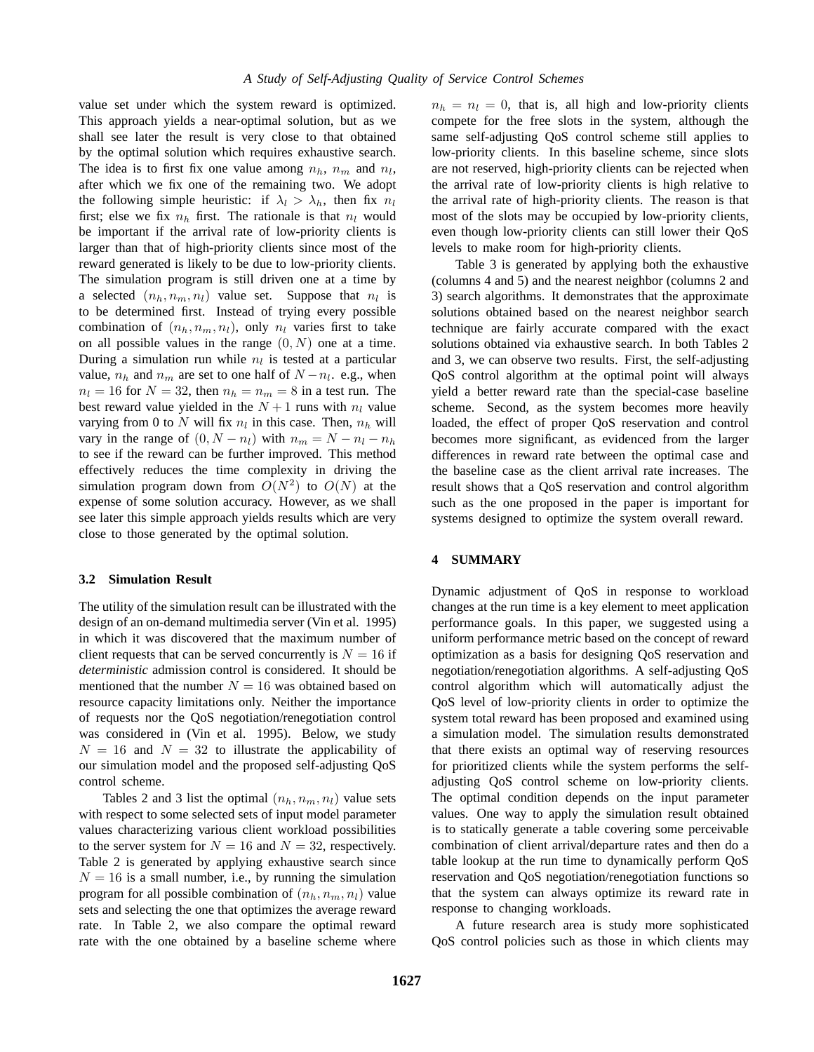value set under which the system reward is optimized. This approach yields a near-optimal solution, but as we shall see later the result is very close to that obtained by the optimal solution which requires exhaustive search. The idea is to first fix one value among $n_h$, $n_m$ and $n_l$, after which we fix one of the remaining two. We adopt the following simple heuristic: if $\lambda_l > \lambda_h$, then fix $n_l$ first; else we fix $n_h$ first. The rationale is that $n_l$ would be important if the arrival rate of low-priority clients is larger than that of high-priority clients since most of the reward generated is likely to be due to low-priority clients. The simulation program is still driven one at a time by a selected $(n_h, n_m, n_l)$ value set. Suppose that $n_l$ is to be determined first. Instead of trying every possible combination of $(n_h, n_m, n_l)$, only $n_l$ varies first to take on all possible values in the range $(0, N)$ one at a time. During a simulation run while $n_l$ is tested at a particular value, $n_h$ and $n_m$ are set to one half of $N - n_l$. e.g., when $n_l = 16$ for $N = 32$, then $n_h = n_m = 8$ in a test run. The best reward value yielded in the $N + 1$ runs with $n_l$ value varying from 0 to $N$ will fix $n_l$ in this case. Then, $n_h$ will vary in the range of $(0, N - n_l)$ with $n_m = N - n_l - n_h$ to see if the reward can be further improved. This method effectively reduces the time complexity in driving the simulation program down from $O(N^2)$ to $O(N)$ at the expense of some solution accuracy. However, as we shall see later this simple approach yields results which are very close to those generated by the optimal solution.

### 3.2 Simulation Result

The utility of the simulation result can be illustrated with the design of an on-demand multimedia server (Vin et al. 1995) in which it was discovered that the maximum number of client requests that can be served concurrently is $N = 16$ if *deterministic* admission control is considered. It should be mentioned that the number $N = 16$ was obtained based on resource capacity limitations only. Neither the importance of requests nor the QoS negotiation/renegotiation control was considered in (Vin et al. 1995). Below, we study $N = 16$ and $N = 32$ to illustrate the applicability of our simulation model and the proposed self-adjusting QoS control scheme.

Tables 2 and 3 list the optimal $(n_h, n_m, n_l)$ value sets with respect to some selected sets of input model parameter values characterizing various client workload possibilities to the server system for $N = 16$ and $N = 32$, respectively. Table 2 is generated by applying exhaustive search since $N = 16$ is a small number, i.e., by running the simulation program for all possible combination of $(n_h, n_m, n_l)$ value sets and selecting the one that optimizes the average reward rate. In Table 2, we also compare the optimal reward rate with the one obtained by a baseline scheme where $n_h = n_l = 0$, that is, all high and low-priority clients compete for the free slots in the system, although the same self-adjusting QoS control scheme still applies to low-priority clients. In this baseline scheme, since slots are not reserved, high-priority clients can be rejected when the arrival rate of low-priority clients is high relative to the arrival rate of high-priority clients. The reason is that most of the slots may be occupied by low-priority clients, even though low-priority clients can still lower their QoS levels to make room for high-priority clients.

Table 3 is generated by applying both the exhaustive (columns 4 and 5) and the nearest neighbor (columns 2 and 3) search algorithms. It demonstrates that the approximate solutions obtained based on the nearest neighbor search technique are fairly accurate compared with the exact solutions obtained via exhaustive search. In both Tables 2 and 3, we can observe two results. First, the self-adjusting QoS control algorithm at the optimal point will always yield a better reward rate than the special-case baseline scheme. Second, as the system becomes more heavily loaded, the effect of proper QoS reservation and control becomes more significant, as evidenced from the larger differences in reward rate between the optimal case and the baseline case as the client arrival rate increases. The result shows that a QoS reservation and control algorithm such as the one proposed in the paper is important for systems designed to optimize the system overall reward.

## 4 SUMMARY

Dynamic adjustment of QoS in response to workload changes at the run time is a key element to meet application performance goals. In this paper, we suggested using a uniform performance metric based on the concept of reward optimization as a basis for designing QoS reservation and negotiation/renegotiation algorithms. A self-adjusting QoS control algorithm which will automatically adjust the QoS level of low-priority clients in order to optimize the system total reward has been proposed and examined using a simulation model. The simulation results demonstrated that there exists an optimal way of reserving resources for prioritized clients while the system performs the self-adjusting QoS control scheme on low-priority clients. The optimal condition depends on the input parameter values. One way to apply the simulation result obtained is to statically generate a table covering some perceivable combination of client arrival/departure rates and then do a table lookup at the run time to dynamically perform QoS reservation and QoS negotiation/renegotiation functions so that the system can always optimize its reward rate in response to changing workloads.

A future research area is study more sophisticated QoS control policies such as those in which clients may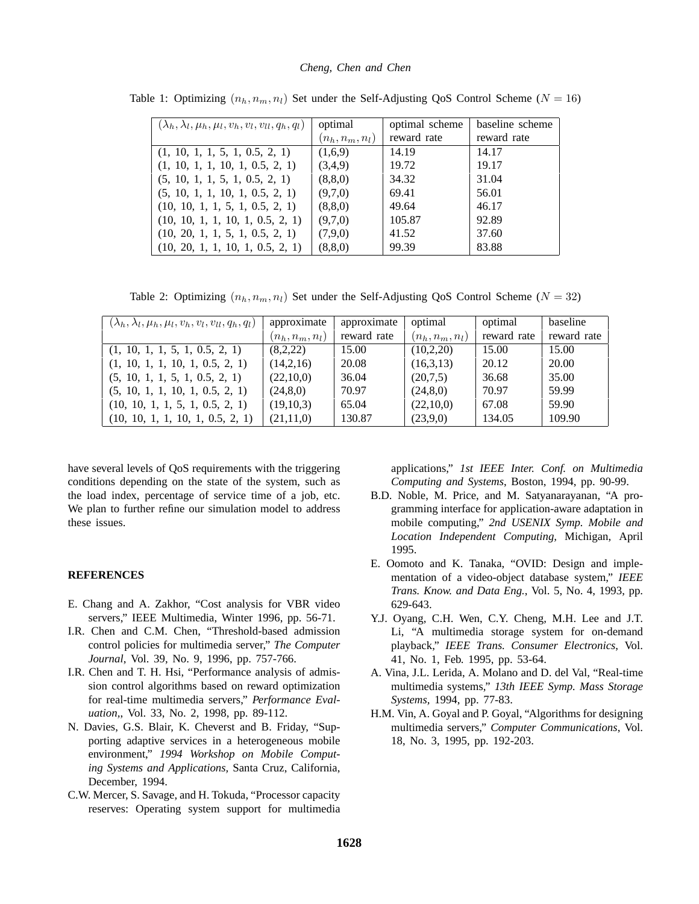Table 1: Optimizing $(n_h, n_m, n_l)$ Set under the Self-Adjusting QoS Control Scheme ($N = 16$)

| $(\lambda_h, \lambda_l, \mu_h, \mu_l, v_h, v_l, v_{ll}, q_h, q_l)$ | optimal $(n_h, n_m, n_l)$ | optimal scheme reward rate | baseline scheme reward rate |
|---|---|---|---|
| (1, 10, 1, 1, 5, 1, 0.5, 2, 1) | (1,6,9) | 14.19 | 14.17 |
| (1, 10, 1, 1, 10, 1, 0.5, 2, 1) | (3,4,9) | 19.72 | 19.17 |
| (5, 10, 1, 1, 5, 1, 0.5, 2, 1) | (8,8,0) | 34.32 | 31.04 |
| (5, 10, 1, 1, 10, 1, 0.5, 2, 1) | (9,7,0) | 69.41 | 56.01 |
| (10, 10, 1, 1, 5, 1, 0.5, 2, 1) | (8,8,0) | 49.64 | 46.17 |
| (10, 10, 1, 1, 10, 1, 0.5, 2, 1) | (9,7,0) | 105.87 | 92.89 |
| (10, 20, 1, 1, 5, 1, 0.5, 2, 1) | (7,9,0) | 41.52 | 37.60 |
| (10, 20, 1, 1, 10, 1, 0.5, 2, 1) | (8,8,0) | 99.39 | 83.88 |

Table 2: Optimizing $(n_h, n_m, n_l)$ Set under the Self-Adjusting QoS Control Scheme ($N = 32$)

| $(\lambda_h, \lambda_l, \mu_h, \mu_l, v_h, v_l, v_{ll}, q_h, q_l)$ | approximate $(n_h, n_m, n_l)$ | approximate reward rate | optimal $(n_h, n_m, n_l)$ | optimal reward rate | baseline reward rate |
|---|---|---|---|---|---|
| (1, 10, 1, 1, 5, 1, 0.5, 2, 1) | (8,2,22) | 15.00 | (10,2,20) | 15.00 | 15.00 |
| (1, 10, 1, 1, 10, 1, 0.5, 2, 1) | (14,2,16) | 20.08 | (16,3,13) | 20.12 | 20.00 |
| (5, 10, 1, 1, 5, 1, 0.5, 2, 1) | (22,10,0) | 36.04 | (20,7,5) | 36.68 | 35.00 |
| (5, 10, 1, 1, 10, 1, 0.5, 2, 1) | (24,8,0) | 70.97 | (24,8,0) | 70.97 | 59.99 |
| (10, 10, 1, 1, 5, 1, 0.5, 2, 1) | (19,10,3) | 65.04 | (22,10,0) | 67.08 | 59.90 |
| (10, 10, 1, 1, 10, 1, 0.5, 2, 1) | (21,11,0) | 130.87 | (23,9,0) | 134.05 | 109.90 |

have several levels of QoS requirements with the triggering conditions depending on the state of the system, such as the load index, percentage of service time of a job, etc. We plan to further refine our simulation model to address these issues.

## REFERENCES

E. Chang and A. Zakhor, "Cost analysis for VBR video servers," IEEE Multimedia, Winter 1996, pp. 56-71.

I.R. Chen and C.M. Chen, "Threshold-based admission control policies for multimedia server," *The Computer Journal*, Vol. 39, No. 9, 1996, pp. 757-766.

I.R. Chen and T. H. Hsi, "Performance analysis of admission control algorithms based on reward optimization for real-time multimedia servers," *Performance Evaluation*,, Vol. 33, No. 2, 1998, pp. 89-112.

N. Davies, G.S. Blair, K. Cheverst and B. Friday, "Supporting adaptive services in a heterogeneous mobile environment," *1994 Workshop on Mobile Computing Systems and Applications,* Santa Cruz, California, December, 1994.

C.W. Mercer, S. Savage, and H. Tokuda, "Processor capacity reserves: Operating system support for multimedia applications," *1st IEEE Inter. Conf. on Multimedia Computing and Systems*, Boston, 1994, pp. 90-99.

B.D. Noble, M. Price, and M. Satyanarayanan, "A programming interface for application-aware adaptation in mobile computing," *2nd USENIX Symp. Mobile and Location Independent Computing,* Michigan, April 1995.

E. Oomoto and K. Tanaka, "OVID: Design and implementation of a video-object database system," *IEEE Trans. Know. and Data Eng.*, Vol. 5, No. 4, 1993, pp. 629-643.

Y.J. Oyang, C.H. Wen, C.Y. Cheng, M.H. Lee and J.T. Li, "A multimedia storage system for on-demand playback," *IEEE Trans. Consumer Electronics*, Vol. 41, No. 1, Feb. 1995, pp. 53-64.

A. Vina, J.L. Lerida, A. Molano and D. del Val, "Real-time multimedia systems," *13th IEEE Symp. Mass Storage Systems*, 1994, pp. 77-83.

H.M. Vin, A. Goyal and P. Goyal, "Algorithms for designing multimedia servers," *Computer Communications*, Vol. 18, No. 3, 1995, pp. 192-203.